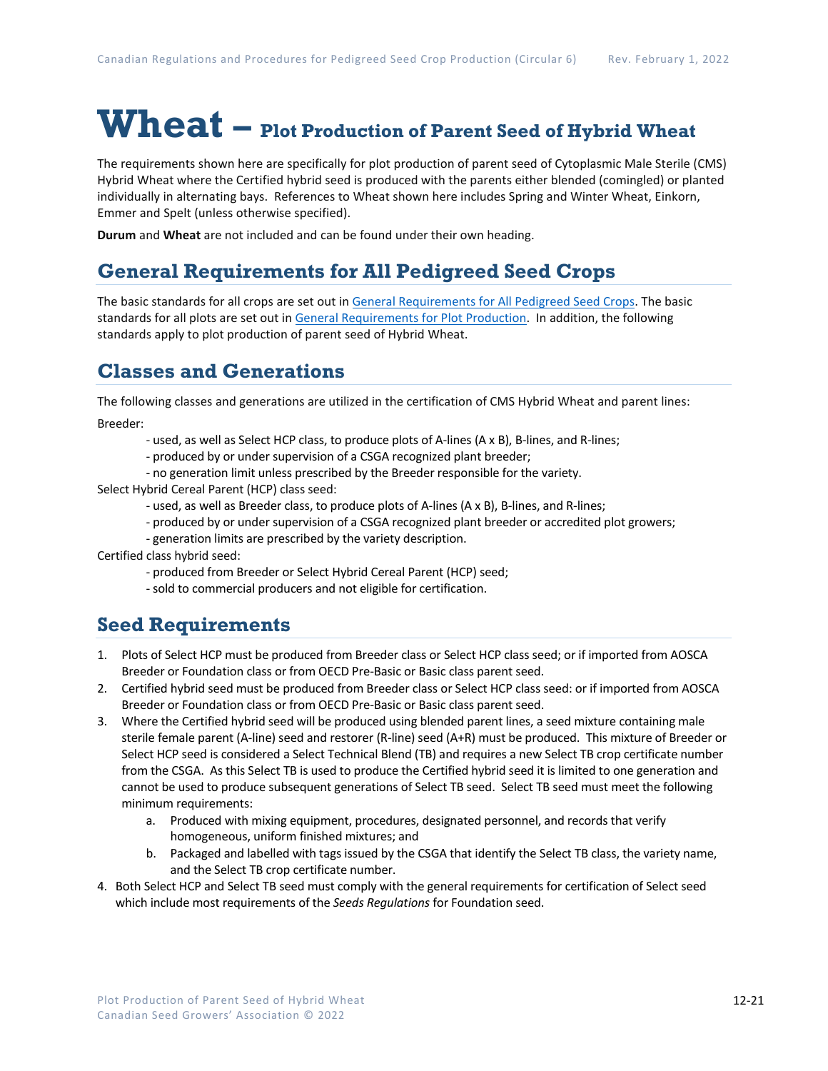# Wheat – Plot Production of Parent Seed of Hybrid Wheat

The requirements shown here are specifically for plot production of parent seed of Cytoplasmic Male Sterile (CMS) Hybrid Wheat where the Certified hybrid seed is produced with the parents either blended (comingled) or planted individually in alternating bays. References to Wheat shown here includes Spring and Winter Wheat, Einkorn, Emmer and Spelt (unless otherwise specified).

**Durum** and **Wheat** are not included and can be found under their own heading.

## General Requirements for All Pedigreed Seed Crops

The basic standards for all crops are set out in General Requirements for All Pedigreed Seed Crops. The basic standards for all plots are set out in General Requirements for Plot Production. In addition, the following standards apply to plot production of parent seed of Hybrid Wheat.

## Classes and Generations

The following classes and generations are utilized in the certification of CMS Hybrid Wheat and parent lines:

Breeder:

- used, as well as Select HCP class, to produce plots of A-lines (A x B), B-lines, and R-lines;
- produced by or under supervision of a CSGA recognized plant breeder;
- no generation limit unless prescribed by the Breeder responsible for the variety.

Select Hybrid Cereal Parent (HCP) class seed:

- used, as well as Breeder class, to produce plots of A-lines (A x B), B-lines, and R-lines;
- produced by or under supervision of a CSGA recognized plant breeder or accredited plot growers;
- generation limits are prescribed by the variety description.

Certified class hybrid seed:

- produced from Breeder or Select Hybrid Cereal Parent (HCP) seed;
- sold to commercial producers and not eligible for certification.

## Seed Requirements

1. Plots of Select HCP must be produced from Breeder class or Select HCP class seed; or if imported from AOSCA Breeder or Foundation class or from OECD Pre-Basic or Basic class parent seed.
2. Certified hybrid seed must be produced from Breeder class or Select HCP class seed: or if imported from AOSCA Breeder or Foundation class or from OECD Pre-Basic or Basic class parent seed.
3. Where the Certified hybrid seed will be produced using blended parent lines, a seed mixture containing male sterile female parent (A-line) seed and restorer (R-line) seed (A+R) must be produced. This mixture of Breeder or Select HCP seed is considered a Select Technical Blend (TB) and requires a new Select TB crop certificate number from the CSGA. As this Select TB is used to produce the Certified hybrid seed it is limited to one generation and cannot be used to produce subsequent generations of Select TB seed. Select TB seed must meet the following minimum requirements:
    a. Produced with mixing equipment, procedures, designated personnel, and records that verify homogeneous, uniform finished mixtures; and
    b. Packaged and labelled with tags issued by the CSGA that identify the Select TB class, the variety name, and the Select TB crop certificate number.
4. Both Select HCP and Select TB seed must comply with the general requirements for certification of Select seed which include most requirements of the *Seeds Regulations* for Foundation seed.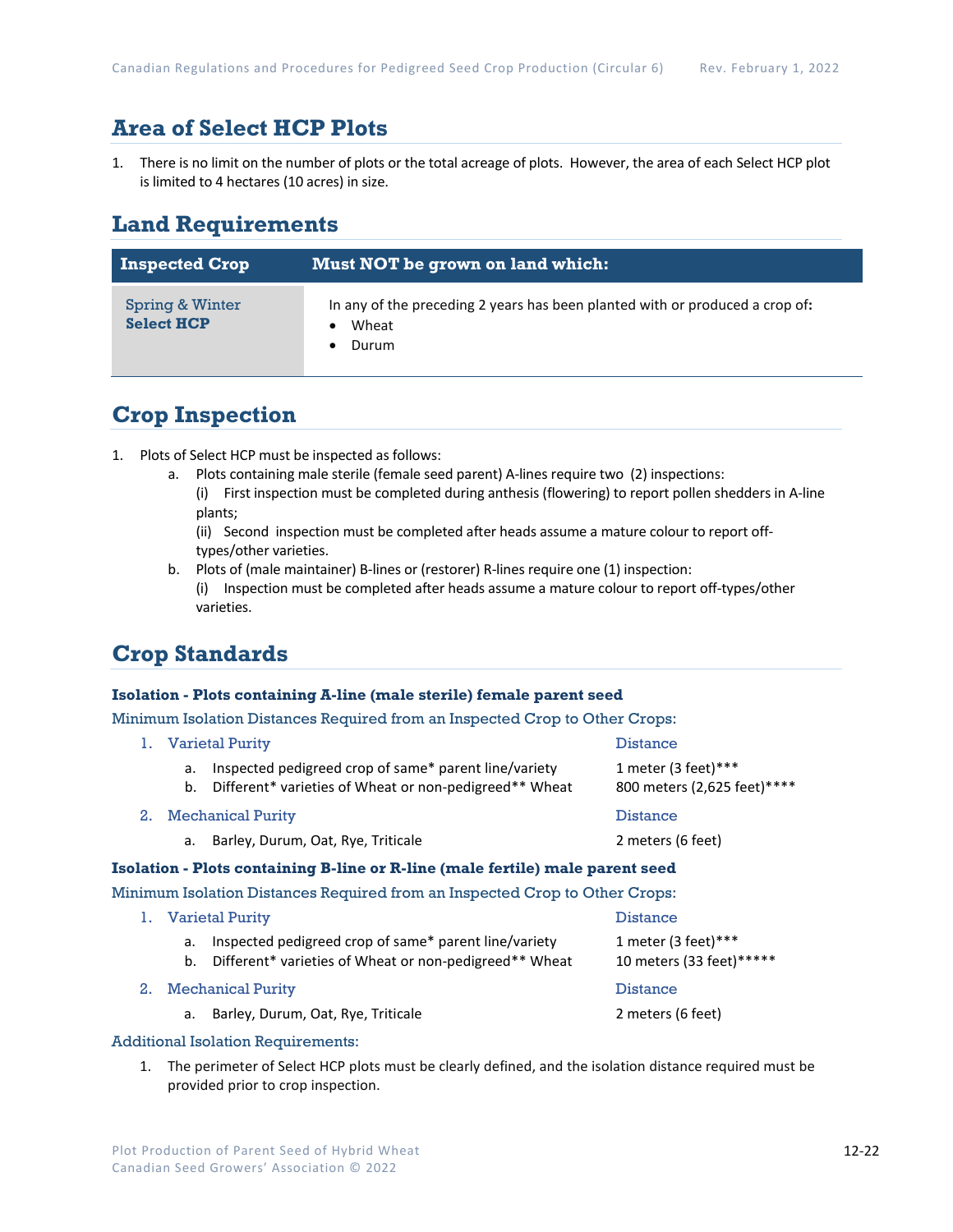## Area of Select HCP Plots

1. There is no limit on the number of plots or the total acreage of plots. However, the area of each Select HCP plot is limited to 4 hectares (10 acres) in size.

## Land Requirements

| Inspected Crop | Must NOT be grown on land which: |
| --- | --- |
| Spring & Winter **Select HCP** | In any of the preceding 2 years has been planted with or produced a crop of:<br>• Wheat<br>• Durum |

## Crop Inspection

1. Plots of Select HCP must be inspected as follows:
    a. Plots containing male sterile (female seed parent) A-lines require two (2) inspections:
        (i) First inspection must be completed during anthesis (flowering) to report pollen shedders in A-line plants;
        (ii) Second inspection must be completed after heads assume a mature colour to report off-types/other varieties.
    b. Plots of (male maintainer) B-lines or (restorer) R-lines require one (1) inspection:
        (i) Inspection must be completed after heads assume a mature colour to report off-types/other varieties.

## Crop Standards

**Isolation - Plots containing A-line (male sterile) female parent seed**

Minimum Isolation Distances Required from an Inspected Crop to Other Crops:

| | Distance |
| --- | --- |
| 1. Varietal Purity | Distance |
| a. Inspected pedigreed crop of same* parent line/variety | 1 meter (3 feet)*** |
| b. Different* varieties of Wheat or non-pedigreed** Wheat | 800 meters (2,625 feet)**** |
| 2. Mechanical Purity | Distance |
| a. Barley, Durum, Oat, Rye, Triticale | 2 meters (6 feet) |

**Isolation - Plots containing B-line or R-line (male fertile) male parent seed**

Minimum Isolation Distances Required from an Inspected Crop to Other Crops:

| | Distance |
| --- | --- |
| 1. Varietal Purity | Distance |
| a. Inspected pedigreed crop of same* parent line/variety | 1 meter (3 feet)*** |
| b. Different* varieties of Wheat or non-pedigreed** Wheat | 10 meters (33 feet)***** |
| 2. Mechanical Purity | Distance |
| a. Barley, Durum, Oat, Rye, Triticale | 2 meters (6 feet) |

Additional Isolation Requirements:

1. The perimeter of Select HCP plots must be clearly defined, and the isolation distance required must be provided prior to crop inspection.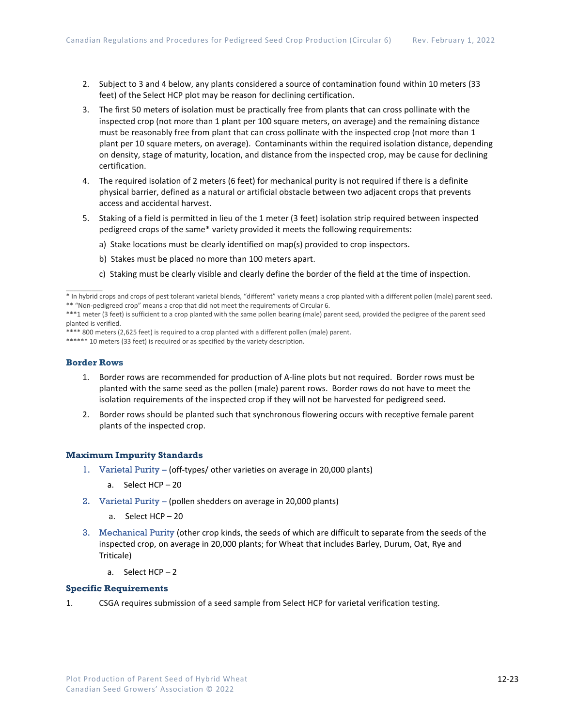2. Subject to 3 and 4 below, any plants considered a source of contamination found within 10 meters (33 feet) of the Select HCP plot may be reason for declining certification.
3. The first 50 meters of isolation must be practically free from plants that can cross pollinate with the inspected crop (not more than 1 plant per 100 square meters, on average) and the remaining distance must be reasonably free from plant that can cross pollinate with the inspected crop (not more than 1 plant per 10 square meters, on average). Contaminants within the required isolation distance, depending on density, stage of maturity, location, and distance from the inspected crop, may be cause for declining certification.
4. The required isolation of 2 meters (6 feet) for mechanical purity is not required if there is a definite physical barrier, defined as a natural or artificial obstacle between two adjacent crops that prevents access and accidental harvest.
5. Staking of a field is permitted in lieu of the 1 meter (3 feet) isolation strip required between inspected pedigreed crops of the same* variety provided it meets the following requirements:
   a) Stake locations must be clearly identified on map(s) provided to crop inspectors.
   b) Stakes must be placed no more than 100 meters apart.
   c) Staking must be clearly visible and clearly define the border of the field at the time of inspection.

---

* In hybrid crops and crops of pest tolerant varietal blends, "different" variety means a crop planted with a different pollen (male) parent seed.
** "Non-pedigreed crop" means a crop that did not meet the requirements of Circular 6.
***1 meter (3 feet) is sufficient to a crop planted with the same pollen bearing (male) parent seed, provided the pedigree of the parent seed planted is verified.
**** 800 meters (2,625 feet) is required to a crop planted with a different pollen (male) parent.
****** 10 meters (33 feet) is required or as specified by the variety description.

### Border Rows

1. Border rows are recommended for production of A-line plots but not required. Border rows must be planted with the same seed as the pollen (male) parent rows. Border rows do not have to meet the isolation requirements of the inspected crop if they will not be harvested for pedigreed seed.
2. Border rows should be planted such that synchronous flowering occurs with receptive female parent plants of the inspected crop.

### Maximum Impurity Standards

1. Varietal Purity – (off-types/ other varieties on average in 20,000 plants)
   a. Select HCP – 20
2. Varietal Purity – (pollen shedders on average in 20,000 plants)
   a. Select HCP – 20
3. Mechanical Purity (other crop kinds, the seeds of which are difficult to separate from the seeds of the inspected crop, on average in 20,000 plants; for Wheat that includes Barley, Durum, Oat, Rye and Triticale)
   a. Select HCP – 2

### Specific Requirements

1. CSGA requires submission of a seed sample from Select HCP for varietal verification testing.